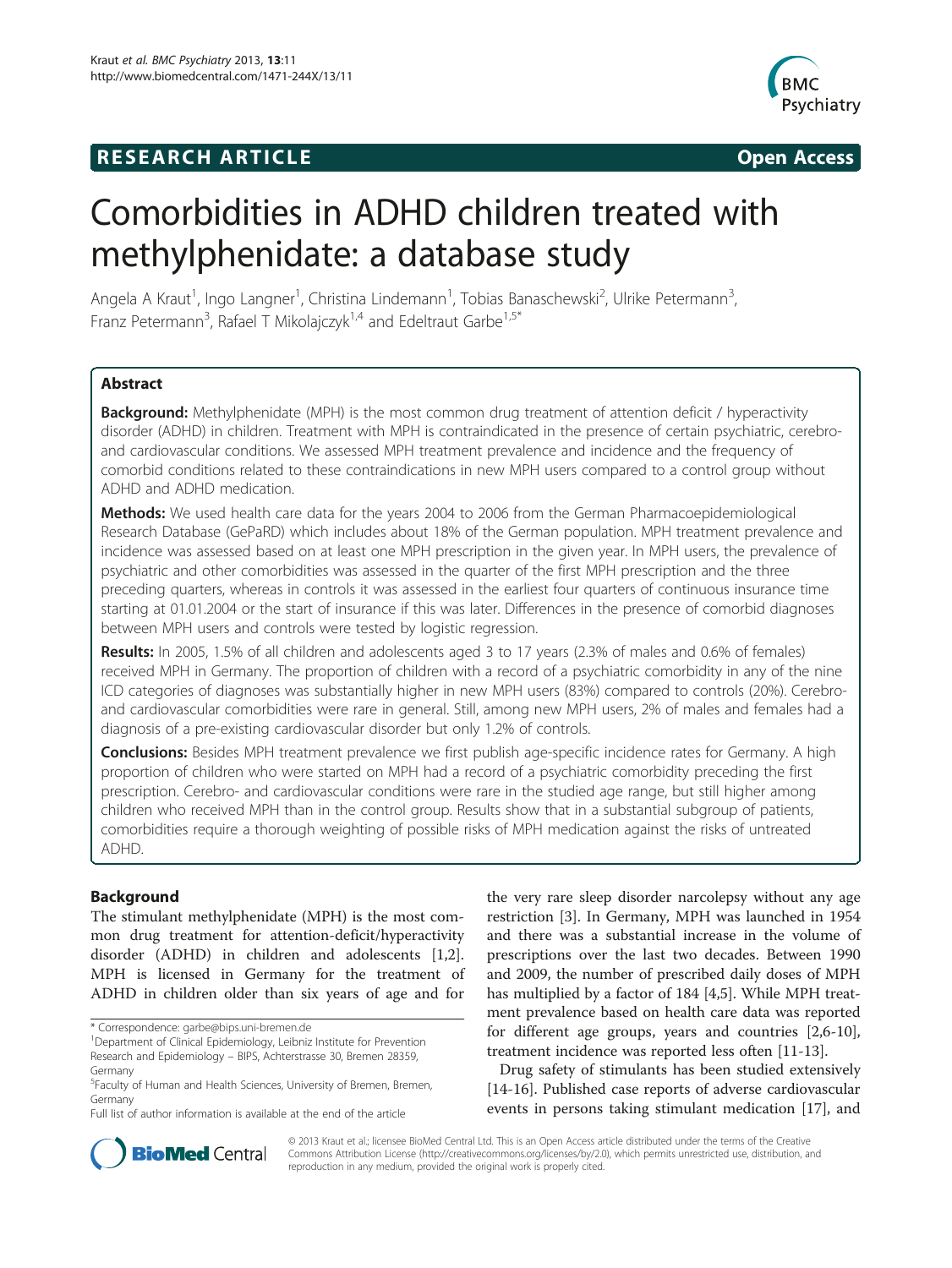**RESEARCH ARTICLE** **Open Access**

# Comorbidities in ADHD children treated with methylphenidate: a database study

Angela A Kraut[1], Ingo Langner[1], Christina Lindemann[1], Tobias Banaschewski[2], Ulrike Petermann[3], Franz Petermann[3], Rafael T Mikolajczyk[1,4] and Edeltraut Garbe[1,5*]

## Abstract

**Background:** Methylphenidate (MPH) is the most common drug treatment of attention deficit / hyperactivity disorder (ADHD) in children. Treatment with MPH is contraindicated in the presence of certain psychiatric, cerebro- and cardiovascular conditions. We assessed MPH treatment prevalence and incidence and the frequency of comorbid conditions related to these contraindications in new MPH users compared to a control group without ADHD and ADHD medication.

**Methods:** We used health care data for the years 2004 to 2006 from the German Pharmacoepidemiological Research Database (GePaRD) which includes about 18% of the German population. MPH treatment prevalence and incidence was assessed based on at least one MPH prescription in the given year. In MPH users, the prevalence of psychiatric and other comorbidities was assessed in the quarter of the first MPH prescription and the three preceding quarters, whereas in controls it was assessed in the earliest four quarters of continuous insurance time starting at 01.01.2004 or the start of insurance if this was later. Differences in the presence of comorbid diagnoses between MPH users and controls were tested by logistic regression.

**Results:** In 2005, 1.5% of all children and adolescents aged 3 to 17 years (2.3% of males and 0.6% of females) received MPH in Germany. The proportion of children with a record of a psychiatric comorbidity in any of the nine ICD categories of diagnoses was substantially higher in new MPH users (83%) compared to controls (20%). Cerebro- and cardiovascular comorbidities were rare in general. Still, among new MPH users, 2% of males and females had a diagnosis of a pre-existing cardiovascular disorder but only 1.2% of controls.

**Conclusions:** Besides MPH treatment prevalence we first publish age-specific incidence rates for Germany. A high proportion of children who were started on MPH had a record of a psychiatric comorbidity preceding the first prescription. Cerebro- and cardiovascular conditions were rare in the studied age range, but still higher among children who received MPH than in the control group. Results show that in a substantial subgroup of patients, comorbidities require a thorough weighting of possible risks of MPH medication against the risks of untreated ADHD.

## Background

The stimulant methylphenidate (MPH) is the most common drug treatment for attention-deficit/hyperactivity disorder (ADHD) in children and adolescents [1,2]. MPH is licensed in Germany for the treatment of ADHD in children older than six years of age and for the very rare sleep disorder narcolepsy without any age restriction [3]. In Germany, MPH was launched in 1954 and there was a substantial increase in the volume of prescriptions over the last two decades. Between 1990 and 2009, the number of prescribed daily doses of MPH has multiplied by a factor of 184 [4,5]. While MPH treatment prevalence based on health care data was reported for different age groups, years and countries [2,6-10], treatment incidence was reported less often [11-13].

Drug safety of stimulants has been studied extensively [14-16]. Published case reports of adverse cardiovascular events in persons taking stimulant medication [17], and

\* Correspondence: garbe@bips.uni-bremen.de
[1]Department of Clinical Epidemiology, Leibniz Institute for Prevention Research and Epidemiology – BIPS, Achterstrasse 30, Bremen 28359, Germany
[5]Faculty of Human and Health Sciences, University of Bremen, Bremen, Germany
Full list of author information is available at the end of the article

© 2013 Kraut et al.; licensee BioMed Central Ltd. This is an Open Access article distributed under the terms of the Creative Commons Attribution License (http://creativecommons.org/licenses/by/2.0), which permits unrestricted use, distribution, and reproduction in any medium, provided the original work is properly cited.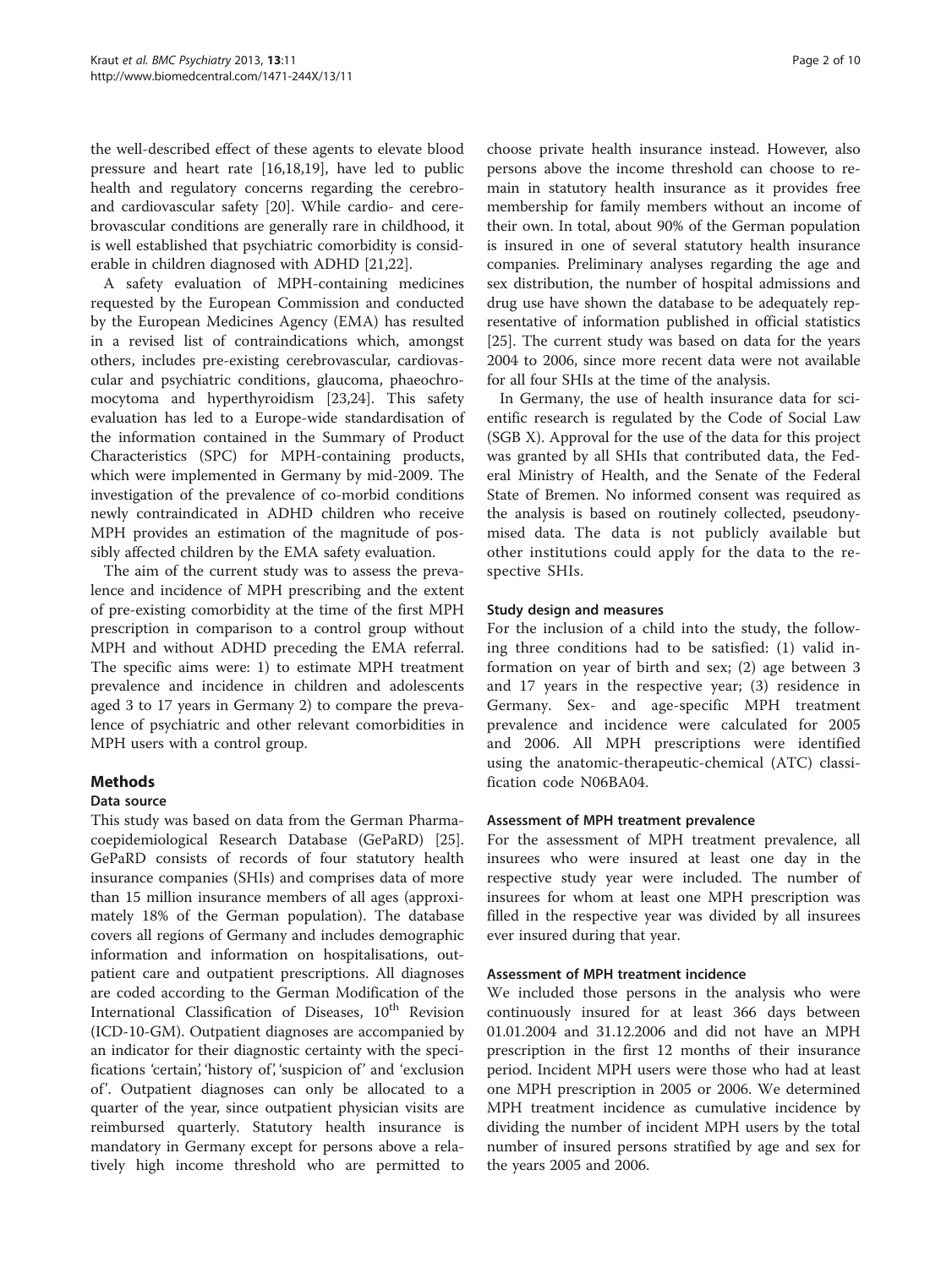the well-described effect of these agents to elevate blood pressure and heart rate [16,18,19], have led to public health and regulatory concerns regarding the cerebro- and cardiovascular safety [20]. While cardio- and cerebrovascular conditions are generally rare in childhood, it is well established that psychiatric comorbidity is considerable in children diagnosed with ADHD [21,22].

A safety evaluation of MPH-containing medicines requested by the European Commission and conducted by the European Medicines Agency (EMA) has resulted in a revised list of contraindications which, amongst others, includes pre-existing cerebrovascular, cardiovascular and psychiatric conditions, glaucoma, phaeochromocytoma and hyperthyroidism [23,24]. This safety evaluation has led to a Europe-wide standardisation of the information contained in the Summary of Product Characteristics (SPC) for MPH-containing products, which were implemented in Germany by mid-2009. The investigation of the prevalence of co-morbid conditions newly contraindicated in ADHD children who receive MPH provides an estimation of the magnitude of possibly affected children by the EMA safety evaluation.

The aim of the current study was to assess the prevalence and incidence of MPH prescribing and the extent of pre-existing comorbidity at the time of the first MPH prescription in comparison to a control group without MPH and without ADHD preceding the EMA referral. The specific aims were: 1) to estimate MPH treatment prevalence and incidence in children and adolescents aged 3 to 17 years in Germany 2) to compare the prevalence of psychiatric and other relevant comorbidities in MPH users with a control group.

## Methods

### Data source

This study was based on data from the German Pharmacoepidemiological Research Database (GePaRD) [25]. GePaRD consists of records of four statutory health insurance companies (SHIs) and comprises data of more than 15 million insurance members of all ages (approximately 18% of the German population). The database covers all regions of Germany and includes demographic information and information on hospitalisations, outpatient care and outpatient prescriptions. All diagnoses are coded according to the German Modification of the International Classification of Diseases, 10th Revision (ICD-10-GM). Outpatient diagnoses are accompanied by an indicator for their diagnostic certainty with the specifications 'certain', 'history of', 'suspicion of' and 'exclusion of'. Outpatient diagnoses can only be allocated to a quarter of the year, since outpatient physician visits are reimbursed quarterly. Statutory health insurance is mandatory in Germany except for persons above a relatively high income threshold who are permitted to choose private health insurance instead. However, also persons above the income threshold can choose to remain in statutory health insurance as it provides free membership for family members without an income of their own. In total, about 90% of the German population is insured in one of several statutory health insurance companies. Preliminary analyses regarding the age and sex distribution, the number of hospital admissions and drug use have shown the database to be adequately representative of information published in official statistics [25]. The current study was based on data for the years 2004 to 2006, since more recent data were not available for all four SHIs at the time of the analysis.

In Germany, the use of health insurance data for scientific research is regulated by the Code of Social Law (SGB X). Approval for the use of the data for this project was granted by all SHIs that contributed data, the Federal Ministry of Health, and the Senate of the Federal State of Bremen. No informed consent was required as the analysis is based on routinely collected, pseudonymised data. The data is not publicly available but other institutions could apply for the data to the respective SHIs.

### Study design and measures

For the inclusion of a child into the study, the following three conditions had to be satisfied: (1) valid information on year of birth and sex; (2) age between 3 and 17 years in the respective year; (3) residence in Germany. Sex- and age-specific MPH treatment prevalence and incidence were calculated for 2005 and 2006. All MPH prescriptions were identified using the anatomic-therapeutic-chemical (ATC) classification code N06BA04.

### Assessment of MPH treatment prevalence

For the assessment of MPH treatment prevalence, all insurees who were insured at least one day in the respective study year were included. The number of insurees for whom at least one MPH prescription was filled in the respective year was divided by all insurees ever insured during that year.

### Assessment of MPH treatment incidence

We included those persons in the analysis who were continuously insured for at least 366 days between 01.01.2004 and 31.12.2006 and did not have an MPH prescription in the first 12 months of their insurance period. Incident MPH users were those who had at least one MPH prescription in 2005 or 2006. We determined MPH treatment incidence as cumulative incidence by dividing the number of incident MPH users by the total number of insured persons stratified by age and sex for the years 2005 and 2006.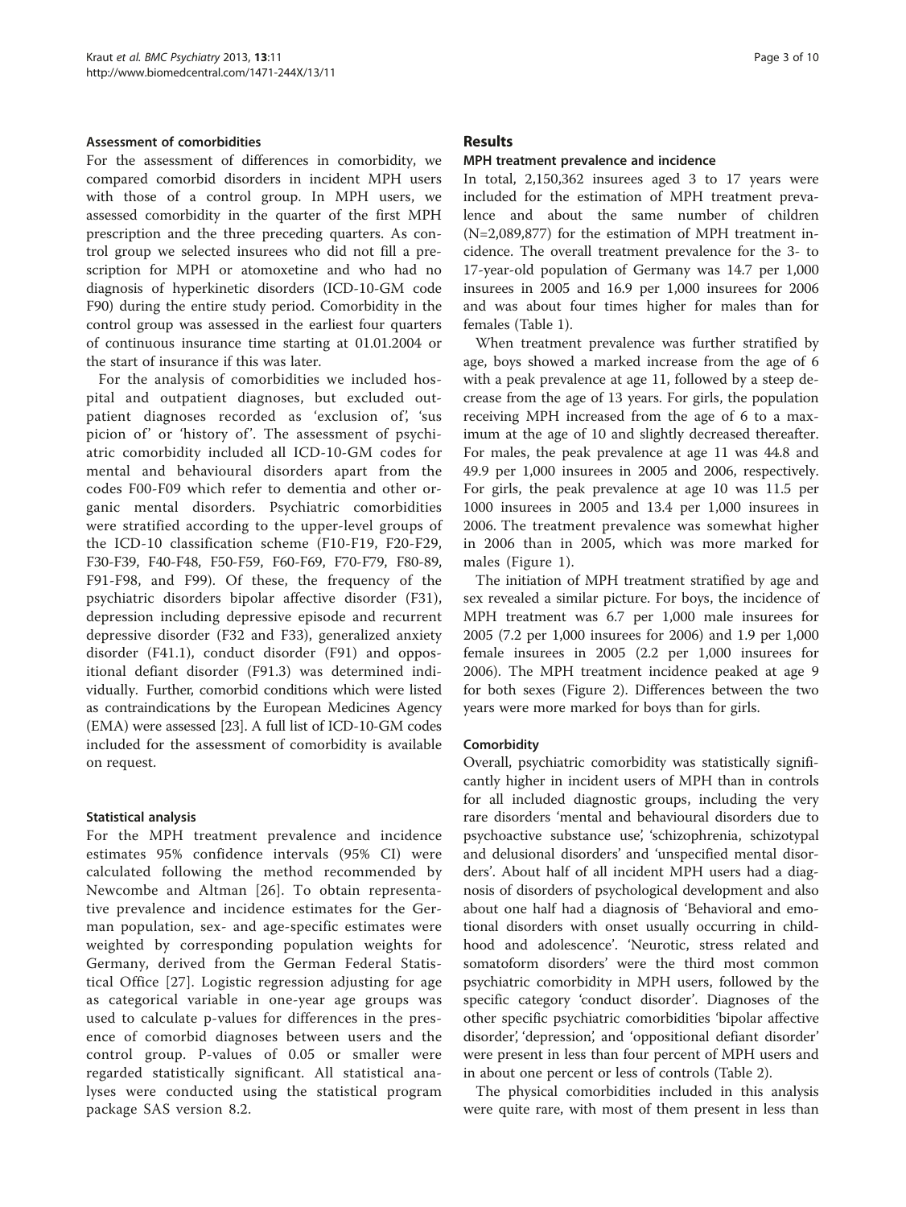### Assessment of comorbidities

For the assessment of differences in comorbidity, we compared comorbid disorders in incident MPH users with those of a control group. In MPH users, we assessed comorbidity in the quarter of the first MPH prescription and the three preceding quarters. As control group we selected insurees who did not fill a prescription for MPH or atomoxetine and who had no diagnosis of hyperkinetic disorders (ICD-10-GM code F90) during the entire study period. Comorbidity in the control group was assessed in the earliest four quarters of continuous insurance time starting at 01.01.2004 or the start of insurance if this was later.

For the analysis of comorbidities we included hospital and outpatient diagnoses, but excluded outpatient diagnoses recorded as 'exclusion of', 'suspicion of' or 'history of'. The assessment of psychiatric comorbidity included all ICD-10-GM codes for mental and behavioural disorders apart from the codes F00-F09 which refer to dementia and other organic mental disorders. Psychiatric comorbidities were stratified according to the upper-level groups of the ICD-10 classification scheme (F10-F19, F20-F29, F30-F39, F40-F48, F50-F59, F60-F69, F70-F79, F80-89, F91-F98, and F99). Of these, the frequency of the psychiatric disorders bipolar affective disorder (F31), depression including depressive episode and recurrent depressive disorder (F32 and F33), generalized anxiety disorder (F41.1), conduct disorder (F91) and oppositional defiant disorder (F91.3) was determined individually. Further, comorbid conditions which were listed as contraindications by the European Medicines Agency (EMA) were assessed [23]. A full list of ICD-10-GM codes included for the assessment of comorbidity is available on request.

### Statistical analysis

For the MPH treatment prevalence and incidence estimates 95% confidence intervals (95% CI) were calculated following the method recommended by Newcombe and Altman [26]. To obtain representative prevalence and incidence estimates for the German population, sex- and age-specific estimates were weighted by corresponding population weights for Germany, derived from the German Federal Statistical Office [27]. Logistic regression adjusting for age as categorical variable in one-year age groups was used to calculate p-values for differences in the presence of comorbid diagnoses between users and the control group. P-values of 0.05 or smaller were regarded statistically significant. All statistical analyses were conducted using the statistical program package SAS version 8.2.

## Results

### MPH treatment prevalence and incidence

In total, 2,150,362 insurees aged 3 to 17 years were included for the estimation of MPH treatment prevalence and about the same number of children (N=2,089,877) for the estimation of MPH treatment incidence. The overall treatment prevalence for the 3- to 17-year-old population of Germany was 14.7 per 1,000 insurees in 2005 and 16.9 per 1,000 insurees for 2006 and was about four times higher for males than for females (Table 1).

When treatment prevalence was further stratified by age, boys showed a marked increase from the age of 6 with a peak prevalence at age 11, followed by a steep decrease from the age of 13 years. For girls, the population receiving MPH increased from the age of 6 to a maximum at the age of 10 and slightly decreased thereafter. For males, the peak prevalence at age 11 was 44.8 and 49.9 per 1,000 insurees in 2005 and 2006, respectively. For girls, the peak prevalence at age 10 was 11.5 per 1000 insurees in 2005 and 13.4 per 1,000 insurees in 2006. The treatment prevalence was somewhat higher in 2006 than in 2005, which was more marked for males (Figure 1).

The initiation of MPH treatment stratified by age and sex revealed a similar picture. For boys, the incidence of MPH treatment was 6.7 per 1,000 male insurees for 2005 (7.2 per 1,000 insurees for 2006) and 1.9 per 1,000 female insurees in 2005 (2.2 per 1,000 insurees for 2006). The MPH treatment incidence peaked at age 9 for both sexes (Figure 2). Differences between the two years were more marked for boys than for girls.

### Comorbidity

Overall, psychiatric comorbidity was statistically significantly higher in incident users of MPH than in controls for all included diagnostic groups, including the very rare disorders 'mental and behavioural disorders due to psychoactive substance use', 'schizophrenia, schizotypal and delusional disorders' and 'unspecified mental disorders'. About half of all incident MPH users had a diagnosis of disorders of psychological development and also about one half had a diagnosis of 'Behavioral and emotional disorders with onset usually occurring in childhood and adolescence'. 'Neurotic, stress related and somatoform disorders' were the third most common psychiatric comorbidity in MPH users, followed by the specific category 'conduct disorder'. Diagnoses of the other specific psychiatric comorbidities 'bipolar affective disorder', 'depression', and 'oppositional defiant disorder' were present in less than four percent of MPH users and in about one percent or less of controls (Table 2).

The physical comorbidities included in this analysis were quite rare, with most of them present in less than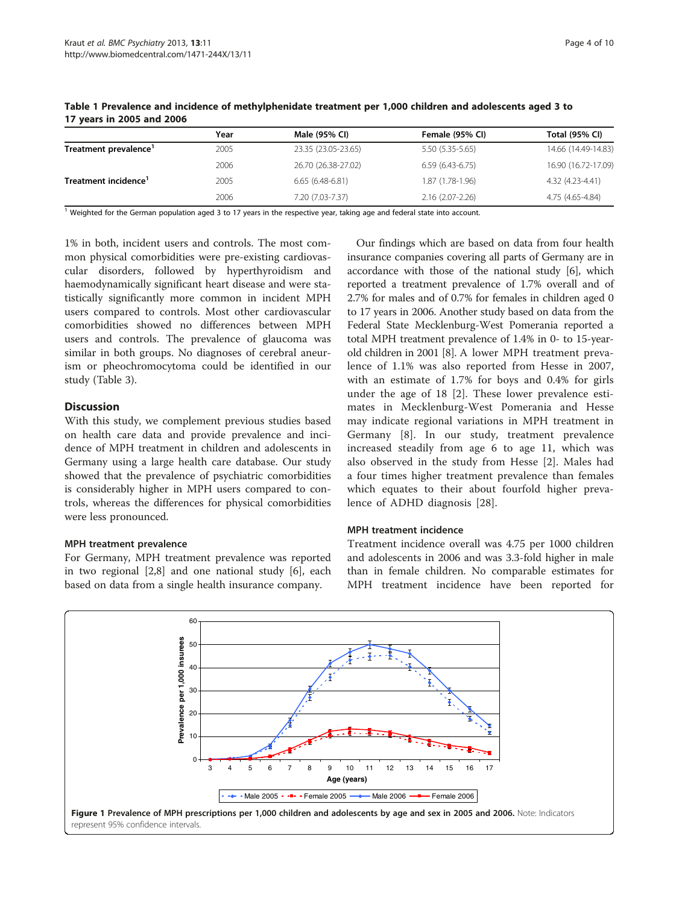**Table 1 Prevalence and incidence of methylphenidate treatment per 1,000 children and adolescents aged 3 to 17 years in 2005 and 2006**

| | Year | Male (95% CI) | Female (95% CI) | Total (95% CI) |
|---|---|---|---|---|
| **Treatment prevalence**[1] | 2005 | 23.35 (23.05-23.65) | 5.50 (5.35-5.65) | 14.66 (14.49-14.83) |
| | 2006 | 26.70 (26.38-27.02) | 6.59 (6.43-6.75) | 16.90 (16.72-17.09) |
| **Treatment incidence**[1] | 2005 | 6.65 (6.48-6.81) | 1.87 (1.78-1.96) | 4.32 (4.23-4.41) |
| | 2006 | 7.20 (7.03-7.37) | 2.16 (2.07-2.26) | 4.75 (4.65-4.84) |

[1] Weighted for the German population aged 3 to 17 years in the respective year, taking age and federal state into account.

1% in both, incident users and controls. The most common physical comorbidities were pre-existing cardiovascular disorders, followed by hyperthyroidism and haemodynamically significant heart disease and were statistically significantly more common in incident MPH users compared to controls. Most other cardiovascular comorbidities showed no differences between MPH users and controls. The prevalence of glaucoma was similar in both groups. No diagnoses of cerebral aneurism or pheochromocytoma could be identified in our study (Table 3).

## Discussion

With this study, we complement previous studies based on health care data and provide prevalence and incidence of MPH treatment in children and adolescents in Germany using a large health care database. Our study showed that the prevalence of psychiatric comorbidities is considerably higher in MPH users compared to controls, whereas the differences for physical comorbidities were less pronounced.

### MPH treatment prevalence

For Germany, MPH treatment prevalence was reported in two regional [2,8] and one national study [6], each based on data from a single health insurance company.

Our findings which are based on data from four health insurance companies covering all parts of Germany are in accordance with those of the national study [6], which reported a treatment prevalence of 1.7% overall and of 2.7% for males and of 0.7% for females in children aged 0 to 17 years in 2006. Another study based on data from the Federal State Mecklenburg-West Pomerania reported a total MPH treatment prevalence of 1.4% in 0- to 15-year-old children in 2001 [8]. A lower MPH treatment prevalence of 1.1% was also reported from Hesse in 2007, with an estimate of 1.7% for boys and 0.4% for girls under the age of 18 [2]. These lower prevalence estimates in Mecklenburg-West Pomerania and Hesse may indicate regional variations in MPH treatment in Germany [8]. In our study, treatment prevalence increased steadily from age 6 to age 11, which was also observed in the study from Hesse [2]. Males had a four times higher treatment prevalence than females which equates to their about fourfold higher prevalence of ADHD diagnosis [28].

### MPH treatment incidence

Treatment incidence overall was 4.75 per 1000 children and adolescents in 2006 and was 3.3-fold higher in male than in female children. No comparable estimates for MPH treatment incidence have been reported for

**Figure 1 Prevalence of MPH prescriptions per 1,000 children and adolescents by age and sex in 2005 and 2006.** Note: Indicators represent 95% confidence intervals.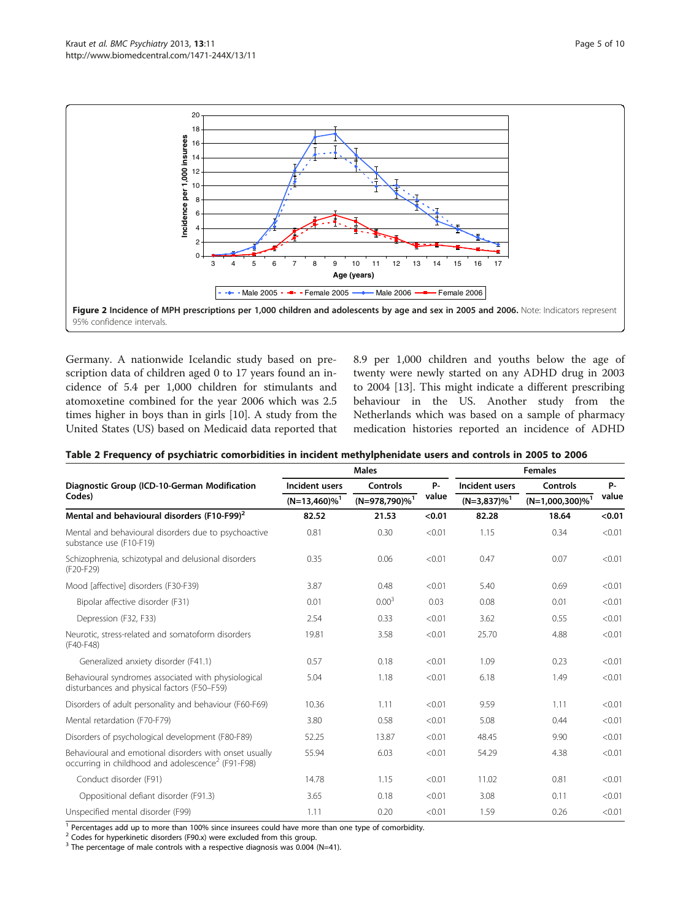**Figure 2 Incidence of MPH prescriptions per 1,000 children and adolescents by age and sex in 2005 and 2006.** Note: Indicators represent 95% confidence intervals.

Germany. A nationwide Icelandic study based on prescription data of children aged 0 to 17 years found an incidence of 5.4 per 1,000 children for stimulants and atomoxetine combined for the year 2006 which was 2.5 times higher in boys than in girls [10]. A study from the United States (US) based on Medicaid data reported that 8.9 per 1,000 children and youths below the age of twenty were newly started on any ADHD drug in 2003 to 2004 [13]. This might indicate a different prescribing behaviour in the US. Another study from the Netherlands which was based on a sample of pharmacy medication histories reported an incidence of ADHD

**Table 2 Frequency of psychiatric comorbidities in incident methylphenidate users and controls in 2005 to 2006**

| Diagnostic Group (ICD-10-German Modification Codes) | Males | | | Females | | |
|---|---|---|---|---|---|---|
| | Incident users (N=13,460)%[1] | Controls (N=978,790)%[1] | P-value | Incident users (N=3,837)%[1] | Controls (N=1,000,300)%[1] | P-value |
| **Mental and behavioural disorders (F10-F99)[2]** | **82.52** | **21.53** | **<0.01** | **82.28** | **18.64** | **<0.01** |
| Mental and behavioural disorders due to psychoactive substance use (F10-F19) | 0.81 | 0.30 | <0.01 | 1.15 | 0.34 | <0.01 |
| Schizophrenia, schizotypal and delusional disorders (F20-F29) | 0.35 | 0.06 | <0.01 | 0.47 | 0.07 | <0.01 |
| Mood [affective] disorders (F30-F39) | 3.87 | 0.48 | <0.01 | 5.40 | 0.69 | <0.01 |
| Bipolar affective disorder (F31) | 0.01 | 0.00[3] | 0.03 | 0.08 | 0.01 | <0.01 |
| Depression (F32, F33) | 2.54 | 0.33 | <0.01 | 3.62 | 0.55 | <0.01 |
| Neurotic, stress-related and somatoform disorders (F40-F48) | 19.81 | 3.58 | <0.01 | 25.70 | 4.88 | <0.01 |
| Generalized anxiety disorder (F41.1) | 0.57 | 0.18 | <0.01 | 1.09 | 0.23 | <0.01 |
| Behavioural syndromes associated with physiological disturbances and physical factors (F50–F59) | 5.04 | 1.18 | <0.01 | 6.18 | 1.49 | <0.01 |
| Disorders of adult personality and behaviour (F60-F69) | 10.36 | 1.11 | <0.01 | 9.59 | 1.11 | <0.01 |
| Mental retardation (F70-F79) | 3.80 | 0.58 | <0.01 | 5.08 | 0.44 | <0.01 |
| Disorders of psychological development (F80-F89) | 52.25 | 13.87 | <0.01 | 48.45 | 9.90 | <0.01 |
| Behavioural and emotional disorders with onset usually occurring in childhood and adolescence[2] (F91-F98) | 55.94 | 6.03 | <0.01 | 54.29 | 4.38 | <0.01 |
| Conduct disorder (F91) | 14.78 | 1.15 | <0.01 | 11.02 | 0.81 | <0.01 |
| Oppositional defiant disorder (F91.3) | 3.65 | 0.18 | <0.01 | 3.08 | 0.11 | <0.01 |
| Unspecified mental disorder (F99) | 1.11 | 0.20 | <0.01 | 1.59 | 0.26 | <0.01 |

[1] Percentages add up to more than 100% since insurees could have more than one type of comorbidity.
[2] Codes for hyperkinetic disorders (F90.x) were excluded from this group.
[3] The percentage of male controls with a respective diagnosis was 0.004 (N=41).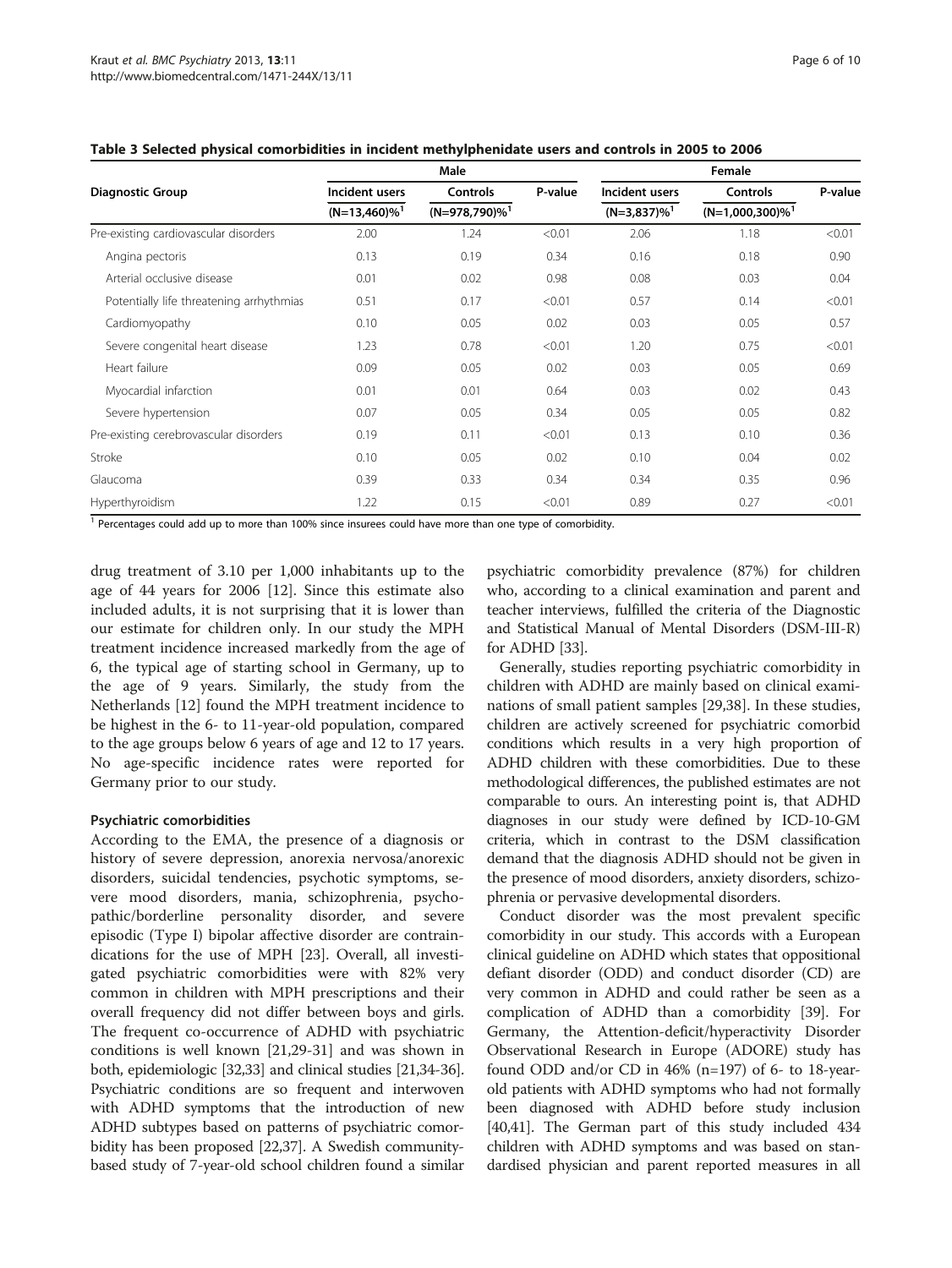**Table 3 Selected physical comorbidities in incident methylphenidate users and controls in 2005 to 2006**

| Diagnostic Group | Male | | | Female | | |
|---|---|---|---|---|---|---|
| | Incident users (N=13,460)%[1] | Controls (N=978,790)%[1] | P-value | Incident users (N=3,837)%[1] | Controls (N=1,000,300)%[1] | P-value |
| Pre-existing cardiovascular disorders | 2.00 | 1.24 | <0.01 | 2.06 | 1.18 | <0.01 |
| Angina pectoris | 0.13 | 0.19 | 0.34 | 0.16 | 0.18 | 0.90 |
| Arterial occlusive disease | 0.01 | 0.02 | 0.98 | 0.08 | 0.03 | 0.04 |
| Potentially life threatening arrhythmias | 0.51 | 0.17 | <0.01 | 0.57 | 0.14 | <0.01 |
| Cardiomyopathy | 0.10 | 0.05 | 0.02 | 0.03 | 0.05 | 0.57 |
| Severe congenital heart disease | 1.23 | 0.78 | <0.01 | 1.20 | 0.75 | <0.01 |
| Heart failure | 0.09 | 0.05 | 0.02 | 0.03 | 0.05 | 0.69 |
| Myocardial infarction | 0.01 | 0.01 | 0.64 | 0.03 | 0.02 | 0.43 |
| Severe hypertension | 0.07 | 0.05 | 0.34 | 0.05 | 0.05 | 0.82 |
| Pre-existing cerebrovascular disorders | 0.19 | 0.11 | <0.01 | 0.13 | 0.10 | 0.36 |
| Stroke | 0.10 | 0.05 | 0.02 | 0.10 | 0.04 | 0.02 |
| Glaucoma | 0.39 | 0.33 | 0.34 | 0.34 | 0.35 | 0.96 |
| Hyperthyroidism | 1.22 | 0.15 | <0.01 | 0.89 | 0.27 | <0.01 |

[1] Percentages could add up to more than 100% since insurees could have more than one type of comorbidity.

drug treatment of 3.10 per 1,000 inhabitants up to the age of 44 years for 2006 [12]. Since this estimate also included adults, it is not surprising that it is lower than our estimate for children only. In our study the MPH treatment incidence increased markedly from the age of 6, the typical age of starting school in Germany, up to the age of 9 years. Similarly, the study from the Netherlands [12] found the MPH treatment incidence to be highest in the 6- to 11-year-old population, compared to the age groups below 6 years of age and 12 to 17 years. No age-specific incidence rates were reported for Germany prior to our study.

### Psychiatric comorbidities

According to the EMA, the presence of a diagnosis or history of severe depression, anorexia nervosa/anorexic disorders, suicidal tendencies, psychotic symptoms, severe mood disorders, mania, schizophrenia, psychopathic/borderline personality disorder, and severe episodic (Type I) bipolar affective disorder are contraindications for the use of MPH [23]. Overall, all investigated psychiatric comorbidities were with 82% very common in children with MPH prescriptions and their overall frequency did not differ between boys and girls. The frequent co-occurrence of ADHD with psychiatric conditions is well known [21,29-31] and was shown in both, epidemiologic [32,33] and clinical studies [21,34-36]. Psychiatric conditions are so frequent and interwoven with ADHD symptoms that the introduction of new ADHD subtypes based on patterns of psychiatric comorbidity has been proposed [22,37]. A Swedish community-based study of 7-year-old school children found a similar psychiatric comorbidity prevalence (87%) for children who, according to a clinical examination and parent and teacher interviews, fulfilled the criteria of the Diagnostic and Statistical Manual of Mental Disorders (DSM-III-R) for ADHD [33].

Generally, studies reporting psychiatric comorbidity in children with ADHD are mainly based on clinical examinations of small patient samples [29,38]. In these studies, children are actively screened for psychiatric comorbid conditions which results in a very high proportion of ADHD children with these comorbidities. Due to these methodological differences, the published estimates are not comparable to ours. An interesting point is, that ADHD diagnoses in our study were defined by ICD-10-GM criteria, which in contrast to the DSM classification demand that the diagnosis ADHD should not be given in the presence of mood disorders, anxiety disorders, schizophrenia or pervasive developmental disorders.

Conduct disorder was the most prevalent specific comorbidity in our study. This accords with a European clinical guideline on ADHD which states that oppositional defiant disorder (ODD) and conduct disorder (CD) are very common in ADHD and could rather be seen as a complication of ADHD than a comorbidity [39]. For Germany, the Attention-deficit/hyperactivity Disorder Observational Research in Europe (ADORE) study has found ODD and/or CD in 46% (n=197) of 6- to 18-year-old patients with ADHD symptoms who had not formally been diagnosed with ADHD before study inclusion [40,41]. The German part of this study included 434 children with ADHD symptoms and was based on standardised physician and parent reported measures in all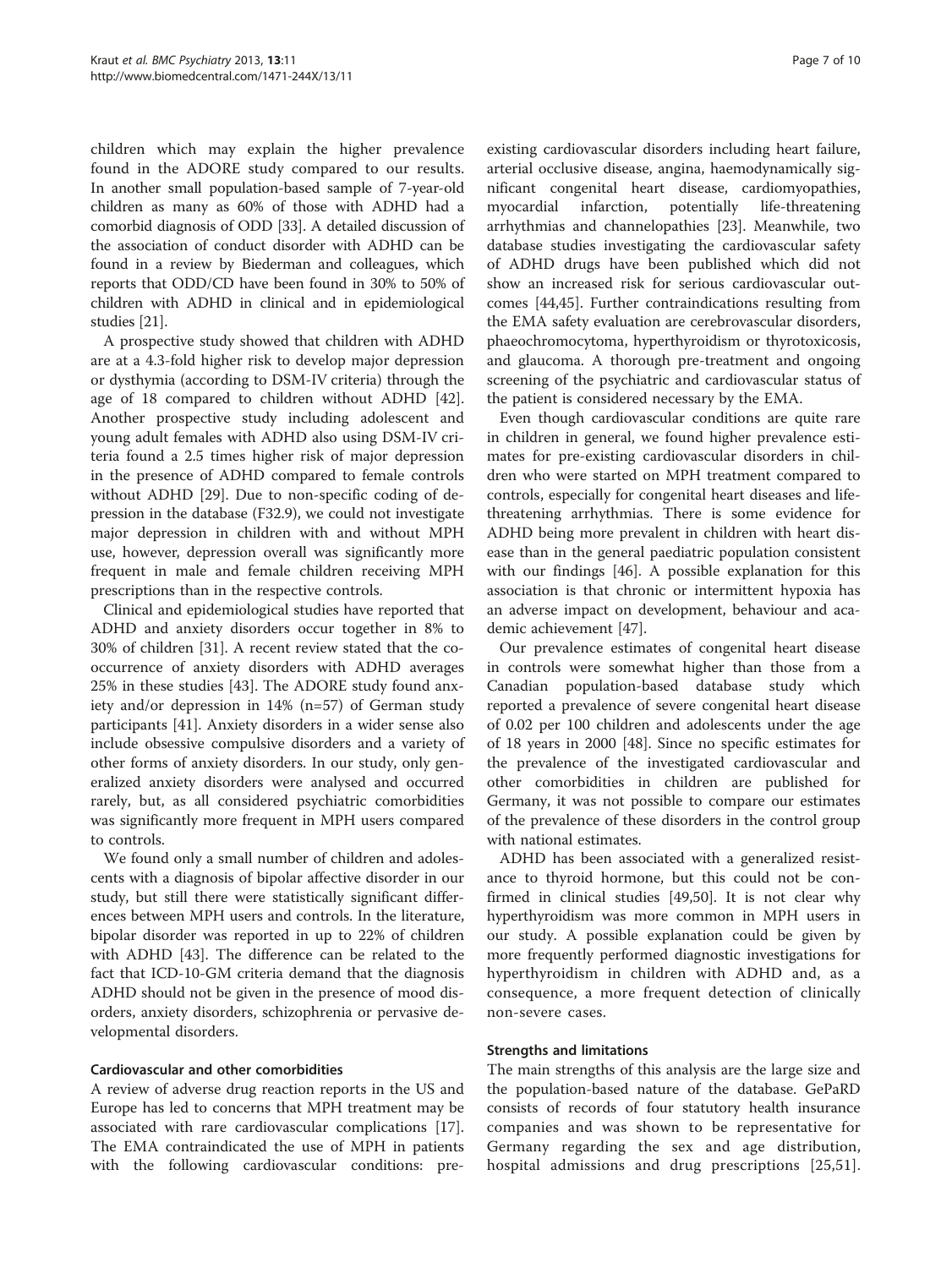children which may explain the higher prevalence found in the ADORE study compared to our results. In another small population-based sample of 7-year-old children as many as 60% of those with ADHD had a comorbid diagnosis of ODD [33]. A detailed discussion of the association of conduct disorder with ADHD can be found in a review by Biederman and colleagues, which reports that ODD/CD have been found in 30% to 50% of children with ADHD in clinical and in epidemiological studies [21].

A prospective study showed that children with ADHD are at a 4.3-fold higher risk to develop major depression or dysthymia (according to DSM-IV criteria) through the age of 18 compared to children without ADHD [42]. Another prospective study including adolescent and young adult females with ADHD also using DSM-IV criteria found a 2.5 times higher risk of major depression in the presence of ADHD compared to female controls without ADHD [29]. Due to non-specific coding of depression in the database (F32.9), we could not investigate major depression in children with and without MPH use, however, depression overall was significantly more frequent in male and female children receiving MPH prescriptions than in the respective controls.

Clinical and epidemiological studies have reported that ADHD and anxiety disorders occur together in 8% to 30% of children [31]. A recent review stated that the co-occurrence of anxiety disorders with ADHD averages 25% in these studies [43]. The ADORE study found anxiety and/or depression in 14% (n=57) of German study participants [41]. Anxiety disorders in a wider sense also include obsessive compulsive disorders and a variety of other forms of anxiety disorders. In our study, only generalized anxiety disorders were analysed and occurred rarely, but, as all considered psychiatric comorbidities was significantly more frequent in MPH users compared to controls.

We found only a small number of children and adolescents with a diagnosis of bipolar affective disorder in our study, but still there were statistically significant differences between MPH users and controls. In the literature, bipolar disorder was reported in up to 22% of children with ADHD [43]. The difference can be related to the fact that ICD-10-GM criteria demand that the diagnosis ADHD should not be given in the presence of mood disorders, anxiety disorders, schizophrenia or pervasive developmental disorders.

### Cardiovascular and other comorbidities

A review of adverse drug reaction reports in the US and Europe has led to concerns that MPH treatment may be associated with rare cardiovascular complications [17]. The EMA contraindicated the use of MPH in patients with the following cardiovascular conditions: pre-existing cardiovascular disorders including heart failure, arterial occlusive disease, angina, haemodynamically significant congenital heart disease, cardiomyopathies, myocardial infarction, potentially life-threatening arrhythmias and channelopathies [23]. Meanwhile, two database studies investigating the cardiovascular safety of ADHD drugs have been published which did not show an increased risk for serious cardiovascular outcomes [44,45]. Further contraindications resulting from the EMA safety evaluation are cerebrovascular disorders, phaeochromocytoma, hyperthyroidism or thyrotoxicosis, and glaucoma. A thorough pre-treatment and ongoing screening of the psychiatric and cardiovascular status of the patient is considered necessary by the EMA.

Even though cardiovascular conditions are quite rare in children in general, we found higher prevalence estimates for pre-existing cardiovascular disorders in children who were started on MPH treatment compared to controls, especially for congenital heart diseases and life-threatening arrhythmias. There is some evidence for ADHD being more prevalent in children with heart disease than in the general paediatric population consistent with our findings [46]. A possible explanation for this association is that chronic or intermittent hypoxia has an adverse impact on development, behaviour and academic achievement [47].

Our prevalence estimates of congenital heart disease in controls were somewhat higher than those from a Canadian population-based database study which reported a prevalence of severe congenital heart disease of 0.02 per 100 children and adolescents under the age of 18 years in 2000 [48]. Since no specific estimates for the prevalence of the investigated cardiovascular and other comorbidities in children are published for Germany, it was not possible to compare our estimates of the prevalence of these disorders in the control group with national estimates.

ADHD has been associated with a generalized resistance to thyroid hormone, but this could not be confirmed in clinical studies [49,50]. It is not clear why hyperthyroidism was more common in MPH users in our study. A possible explanation could be given by more frequently performed diagnostic investigations for hyperthyroidism in children with ADHD and, as a consequence, a more frequent detection of clinically non-severe cases.

### Strengths and limitations

The main strengths of this analysis are the large size and the population-based nature of the database. GePaRD consists of records of four statutory health insurance companies and was shown to be representative for Germany regarding the sex and age distribution, hospital admissions and drug prescriptions [25,51].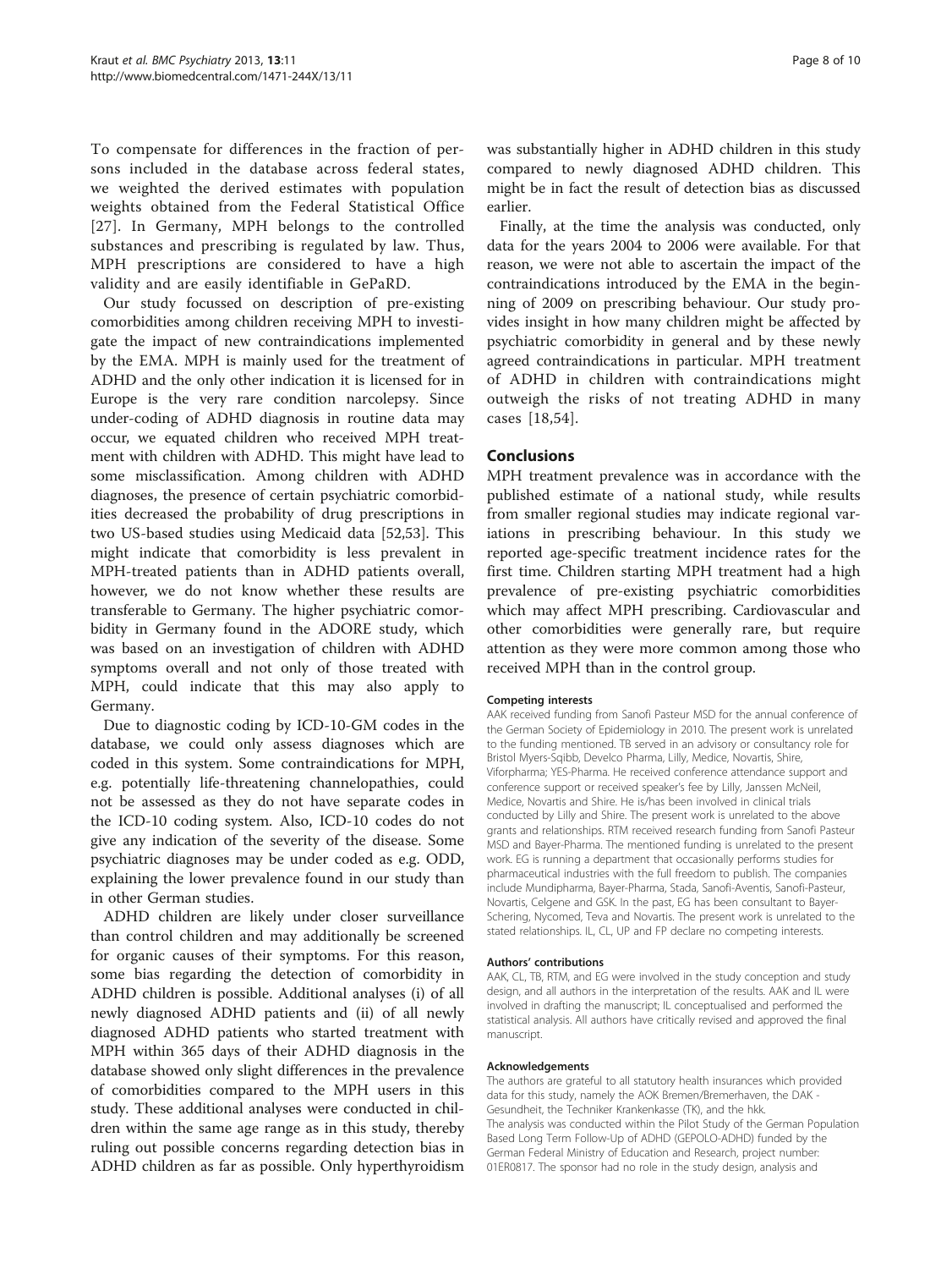To compensate for differences in the fraction of persons included in the database across federal states, we weighted the derived estimates with population weights obtained from the Federal Statistical Office [27]. In Germany, MPH belongs to the controlled substances and prescribing is regulated by law. Thus, MPH prescriptions are considered to have a high validity and are easily identifiable in GePaRD.

Our study focussed on description of pre-existing comorbidities among children receiving MPH to investigate the impact of new contraindications implemented by the EMA. MPH is mainly used for the treatment of ADHD and the only other indication it is licensed for in Europe is the very rare condition narcolepsy. Since under-coding of ADHD diagnosis in routine data may occur, we equated children who received MPH treatment with children with ADHD. This might have lead to some misclassification. Among children with ADHD diagnoses, the presence of certain psychiatric comorbidities decreased the probability of drug prescriptions in two US-based studies using Medicaid data [52,53]. This might indicate that comorbidity is less prevalent in MPH-treated patients than in ADHD patients overall, however, we do not know whether these results are transferable to Germany. The higher psychiatric comorbidity in Germany found in the ADORE study, which was based on an investigation of children with ADHD symptoms overall and not only of those treated with MPH, could indicate that this may also apply to Germany.

Due to diagnostic coding by ICD-10-GM codes in the database, we could only assess diagnoses which are coded in this system. Some contraindications for MPH, e.g. potentially life-threatening channelopathies, could not be assessed as they do not have separate codes in the ICD-10 coding system. Also, ICD-10 codes do not give any indication of the severity of the disease. Some psychiatric diagnoses may be under coded as e.g. ODD, explaining the lower prevalence found in our study than in other German studies.

ADHD children are likely under closer surveillance than control children and may additionally be screened for organic causes of their symptoms. For this reason, some bias regarding the detection of comorbidity in ADHD children is possible. Additional analyses (i) of all newly diagnosed ADHD patients and (ii) of all newly diagnosed ADHD patients who started treatment with MPH within 365 days of their ADHD diagnosis in the database showed only slight differences in the prevalence of comorbidities compared to the MPH users in this study. These additional analyses were conducted in children within the same age range as in this study, thereby ruling out possible concerns regarding detection bias in ADHD children as far as possible. Only hyperthyroidism was substantially higher in ADHD children in this study compared to newly diagnosed ADHD children. This might be in fact the result of detection bias as discussed earlier.

Finally, at the time the analysis was conducted, only data for the years 2004 to 2006 were available. For that reason, we were not able to ascertain the impact of the contraindications introduced by the EMA in the beginning of 2009 on prescribing behaviour. Our study provides insight in how many children might be affected by psychiatric comorbidity in general and by these newly agreed contraindications in particular. MPH treatment of ADHD in children with contraindications might outweigh the risks of not treating ADHD in many cases [18,54].

## Conclusions

MPH treatment prevalence was in accordance with the published estimate of a national study, while results from smaller regional studies may indicate regional variations in prescribing behaviour. In this study we reported age-specific treatment incidence rates for the first time. Children starting MPH treatment had a high prevalence of pre-existing psychiatric comorbidities which may affect MPH prescribing. Cardiovascular and other comorbidities were generally rare, but require attention as they were more common among those who received MPH than in the control group.

#### Competing interests

AAK received funding from Sanofi Pasteur MSD for the annual conference of the German Society of Epidemiology in 2010. The present work is unrelated to the funding mentioned. TB served in an advisory or consultancy role for Bristol Myers-Sqibb, Develco Pharma, Lilly, Medice, Novartis, Shire, Viforpharma; YES-Pharma. He received conference attendance support and conference support or received speaker's fee by Lilly, Janssen McNeil, Medice, Novartis and Shire. He is/has been involved in clinical trials conducted by Lilly and Shire. The present work is unrelated to the above grants and relationships. RTM received research funding from Sanofi Pasteur MSD and Bayer-Pharma. The mentioned funding is unrelated to the present work. EG is running a department that occasionally performs studies for pharmaceutical industries with the full freedom to publish. The companies include Mundipharma, Bayer-Pharma, Stada, Sanofi-Aventis, Sanofi-Pasteur, Novartis, Celgene and GSK. In the past, EG has been consultant to Bayer-Schering, Nycomed, Teva and Novartis. The present work is unrelated to the stated relationships. IL, CL, UP and FP declare no competing interests.

#### Authors' contributions

AAK, CL, TB, RTM, and EG were involved in the study conception and study design, and all authors in the interpretation of the results. AAK and IL were involved in drafting the manuscript; IL conceptualised and performed the statistical analysis. All authors have critically revised and approved the final manuscript.

#### Acknowledgements

The authors are grateful to all statutory health insurances which provided data for this study, namely the AOK Bremen/Bremerhaven, the DAK - Gesundheit, the Techniker Krankenkasse (TK), and the hkk.
The analysis was conducted within the Pilot Study of the German Population Based Long Term Follow-Up of ADHD (GEPOLO-ADHD) funded by the German Federal Ministry of Education and Research, project number: 01ER0817. The sponsor had no role in the study design, analysis and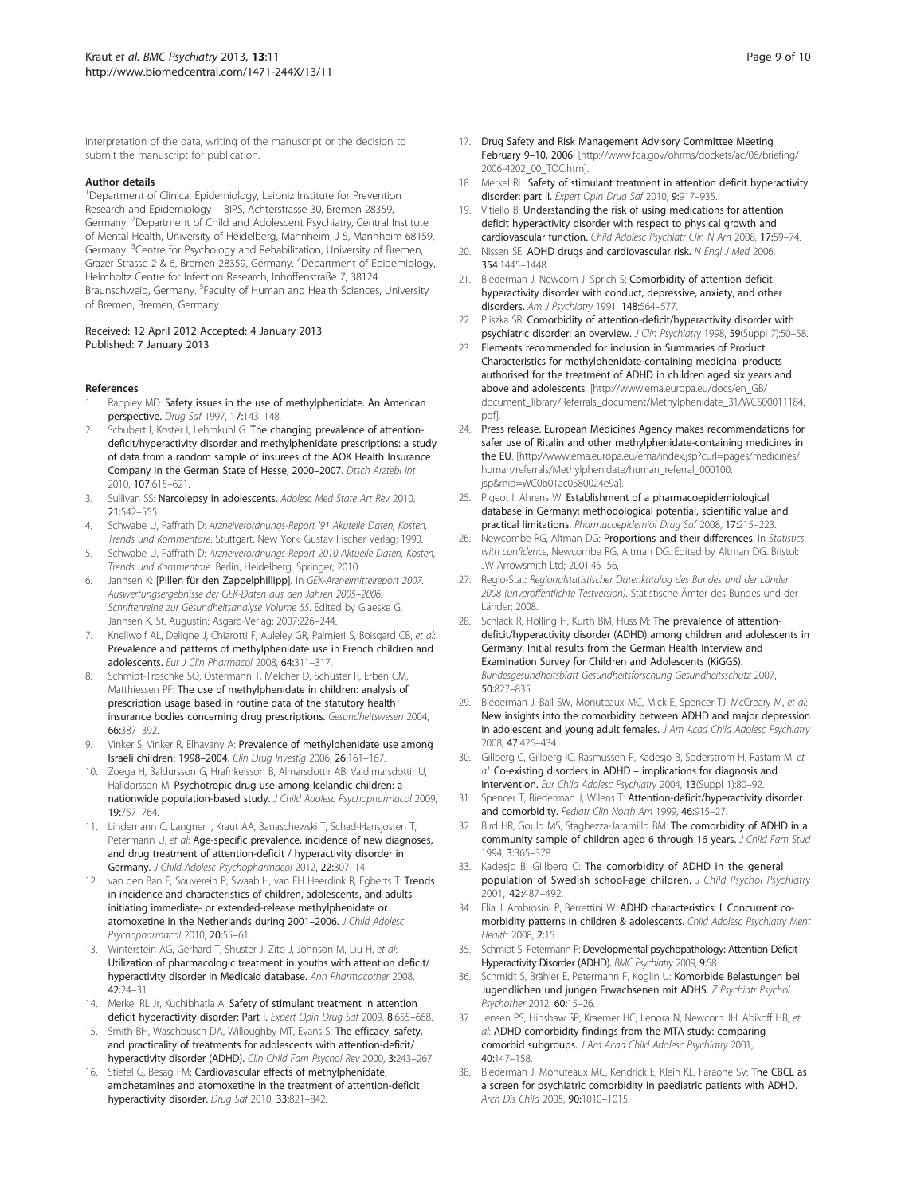interpretation of the data, writing of the manuscript or the decision to submit the manuscript for publication.

### Author details

[1]Department of Clinical Epidemiology, Leibniz Institute for Prevention Research and Epidemiology – BIPS, Achterstrasse 30, Bremen 28359, Germany. [2]Department of Child and Adolescent Psychiatry, Central Institute of Mental Health, University of Heidelberg, Mannheim, J 5, Mannheim 68159, Germany. [3]Centre for Psychology and Rehabilitation, University of Bremen, Grazer Strasse 2 & 6, Bremen 28359, Germany. [4]Department of Epidemiology, Helmholtz Centre for Infection Research, Inhoffenstraße 7, 38124 Braunschweig, Germany. [5]Faculty of Human and Health Sciences, University of Bremen, Bremen, Germany.

Received: 12 April 2012 Accepted: 4 January 2013
Published: 7 January 2013

### References

1. Rappley MD: **Safety issues in the use of methylphenidate. An American perspective.** *Drug Saf* 1997, **17**:143–148.
2. Schubert I, Koster I, Lehmkuhl G: **The changing prevalence of attention-deficit/hyperactivity disorder and methylphenidate prescriptions: a study of data from a random sample of insurees of the AOK Health Insurance Company in the German State of Hesse, 2000–2007.** *Dtsch Arztebl Int* 2010, **107**:615–621.
3. Sullivan SS: **Narcolepsy in adolescents.** *Adolesc Med State Art Rev* 2010, **21**:542–555.
4. Schwabe U, Paffrath D: *Arzneiverordnungs-Report '91 Akutelle Daten, Kosten, Trends und Kommentare*. Stuttgart, New York: Gustav Fischer Verlag; 1990.
5. Schwabe U, Paffrath D: *Arzneiverordnungs-Report 2010 Aktuelle Daten, Kosten, Trends und Kommentare*. Berlin, Heidelberg: Springer; 2010.
6. Janhsen K: **[Pillen für den Zappelphillipp].** In *GEK-Arzneimittelreport 2007. Auswertungsergebnisse der GEK-Daten aus den Jahren 2005–2006. Schriftenreihe zur Gesundheitsanalyse Volume 55*. Edited by Glaeske G, Janhsen K. St. Augustin: Asgard-Verlag; 2007:226–244.
7. Knellwolf AL, Deligne J, Chiarotti F, Auleley GR, Palmieri S, Boisgard CB, *et al*: **Prevalence and patterns of methylphenidate use in French children and adolescents.** *Eur J Clin Pharmacol* 2008, **64**:311–317.
8. Schmidt-Troschke SO, Ostermann T, Melcher D, Schuster R, Erben CM, Matthiessen PF: **The use of methylphenidate in children: analysis of prescription usage based in routine data of the statutory health insurance bodies concerning drug prescriptions.** *Gesundheitswesen* 2004, **66**:387–392.
9. Vinker S, Vinker R, Elhayany A: **Prevalence of methylphenidate use among Israeli children: 1998–2004.** *Clin Drug Investig* 2006, **26**:161–167.
10. Zoega H, Baldursson G, Hrafnkelsson B, Almarsdottir AB, Valdimarsdottir U, Halldorsson M: **Psychotropic drug use among Icelandic children: a nationwide population-based study.** *J Child Adolesc Psychopharmacol* 2009, **19**:757–764.
11. Lindemann C, Langner I, Kraut AA, Banaschewski T, Schad-Hansjosten T, Petermann U, *et al*: **Age-specific prevalence, incidence of new diagnoses, and drug treatment of attention-deficit / hyperactivity disorder in Germany.** *J Child Adolesc Psychopharmacol* 2012, **22**:307–14.
12. van den Ban E, Souverein P, Swaab H, van EH Heerdink R, Egberts T: **Trends in incidence and characteristics of children, adolescents, and adults initiating immediate- or extended-release methylphenidate or atomoxetine in the Netherlands during 2001–2006.** *J Child Adolesc Psychopharmacol* 2010, **20**:55–61.
13. Winterstein AG, Gerhard T, Shuster J, Zito J, Johnson M, Liu H, *et al*: **Utilization of pharmacologic treatment in youths with attention deficit/hyperactivity disorder in Medicaid database.** *Ann Pharmacother* 2008, **42**:24–31.
14. Merkel RL Jr, Kuchibhatla A: **Safety of stimulant treatment in attention deficit hyperactivity disorder: Part I.** *Expert Opin Drug Saf* 2009, **8**:655–668.
15. Smith BH, Waschbusch DA, Willoughby MT, Evans S: **The efficacy, safety, and practicality of treatments for adolescents with attention-deficit/hyperactivity disorder (ADHD).** *Clin Child Fam Psychol Rev* 2000, **3**:243–267.
16. Stiefel G, Besag FM: **Cardiovascular effects of methylphenidate, amphetamines and atomoxetine in the treatment of attention-deficit hyperactivity disorder.** *Drug Saf* 2010, **33**:821–842.
17. **Drug Safety and Risk Management Advisory Committee Meeting February 9–10, 2006**. [http://www.fda.gov/ohrms/dockets/ac/06/briefing/2006-4202_00_TOC.htm].
18. Merkel RL: **Safety of stimulant treatment in attention deficit hyperactivity disorder: part II.** *Expert Opin Drug Saf* 2010, **9**:917–935.
19. Vitiello B: **Understanding the risk of using medications for attention deficit hyperactivity disorder with respect to physical growth and cardiovascular function.** *Child Adolesc Psychiatr Clin N Am* 2008, **17**:59–74.
20. Nissen SE: **ADHD drugs and cardiovascular risk.** *N Engl J Med* 2006, **354**:1445–1448.
21. Biederman J, Newcorn J, Sprich S: **Comorbidity of attention deficit hyperactivity disorder with conduct, depressive, anxiety, and other disorders.** *Am J Psychiatry* 1991, **148**:564–577.
22. Pliszka SR: **Comorbidity of attention-deficit/hyperactivity disorder with psychiatric disorder: an overview.** *J Clin Psychiatry* 1998, **59**(Suppl 7):50–58.
23. **Elements recommended for inclusion in Summaries of Product Characteristics for methylphenidate-containing medicinal products authorised for the treatment of ADHD in children aged six years and above and adolescents**. [http://www.ema.europa.eu/docs/en_GB/document_library/Referrals_document/Methylphenidate_31/WC500011184.pdf].
24. **Press release. European Medicines Agency makes recommendations for safer use of Ritalin and other methylphenidate-containing medicines in the EU**. [http://www.ema.europa.eu/ema/index.jsp?curl=pages/medicines/human/referrals/Methylphenidate/human_referral_000100.jsp&mid=WC0b01ac0580024e9a].
25. Pigeot I, Ahrens W: **Establishment of a pharmacoepidemiological database in Germany: methodological potential, scientific value and practical limitations.** *Pharmacoepidemiol Drug Saf* 2008, **17**:215–223.
26. Newcombe RG, Altman DG: **Proportions and their differences.** In *Statistics with confidence*, Newcombe RG, Altman DG. Edited by Altman DG. Bristol: JW Arrowsmith Ltd; 2001:45–56.
27. Regio-Stat: *Regionalstatistischer Datenkatalog des Bundes und der Länder 2008 (unveröffentlichte Testversion)*. Statistische Ämter des Bundes und der Länder; 2008.
28. Schlack R, Holling H, Kurth BM, Huss M: **The prevalence of attention-deficit/hyperactivity disorder (ADHD) among children and adolescents in Germany. Initial results from the German Health Interview and Examination Survey for Children and Adolescents (KiGGS).** *Bundesgesundheitsblatt Gesundheitsforschung Gesundheitsschutz* 2007, **50**:827–835.
29. Biederman J, Ball SW, Monuteaux MC, Mick E, Spencer TJ, McCreary M, *et al*: **New insights into the comorbidity between ADHD and major depression in adolescent and young adult females.** *J Am Acad Child Adolesc Psychiatry* 2008, **47**:426–434.
30. Gillberg C, Gillberg IC, Rasmussen P, Kadesjo B, Soderstrom H, Rastam M, *et al*: **Co-existing disorders in ADHD – implications for diagnosis and intervention.** *Eur Child Adolesc Psychiatry* 2004, **13**(Suppl 1):80–92.
31. Spencer T, Biederman J, Wilens T: **Attention-deficit/hyperactivity disorder and comorbidity.** *Pediatr Clin North Am* 1999, **46**:915–27.
32. Bird HR, Gould MS, Staghezza-Jaramillo BM: **The comorbidity of ADHD in a community sample of children aged 6 through 16 years.** *J Child Fam Stud* 1994, **3**:365–378.
33. Kadesjo B, Gillberg C: **The comorbidity of ADHD in the general population of Swedish school-age children.** *J Child Psychol Psychiatry* 2001, **42**:487–492.
34. Elia J, Ambrosini P, Berrettini W: **ADHD characteristics: I. Concurrent co-morbidity patterns in children & adolescents.** *Child Adolesc Psychiatry Ment Health* 2008, **2**:15.
35. Schmidt S, Petermann F: **Developmental psychopathology: Attention Deficit Hyperactivity Disorder (ADHD).** *BMC Psychiatry* 2009, **9**:58.
36. Schmidt S, Brähler E, Petermann F, Koglin U: **Komorbide Belastungen bei Jugendlichen und jungen Erwachsenen mit ADHS.** *Z Psychiatr Psychol Psychother* 2012, **60**:15–26.
37. Jensen PS, Hinshaw SP, Kraemer HC, Lenora N, Newcorn JH, Abikoff HB, *et al*: **ADHD comorbidity findings from the MTA study: comparing comorbid subgroups.** *J Am Acad Child Adolesc Psychiatry* 2001, **40**:147–158.
38. Biederman J, Monuteaux MC, Kendrick E, Klein KL, Faraone SV: **The CBCL as a screen for psychiatric comorbidity in paediatric patients with ADHD.** *Arch Dis Child* 2005, **90**:1010–1015.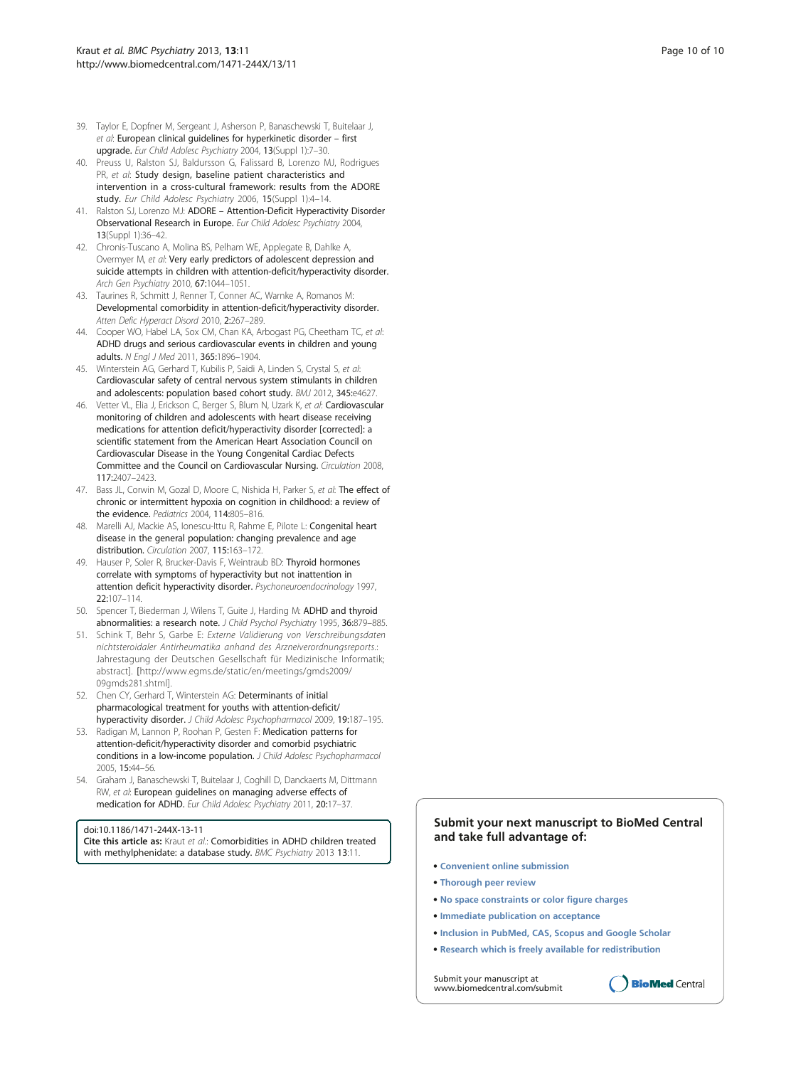39. Taylor E, Dopfner M, Sergeant J, Asherson P, Banaschewski T, Buitelaar J, *et al*: **European clinical guidelines for hyperkinetic disorder – first upgrade.** *Eur Child Adolesc Psychiatry* 2004, **13**(Suppl 1):7–30.
40. Preuss U, Ralston SJ, Baldursson G, Falissard B, Lorenzo MJ, Rodrigues PR, *et al*: **Study design, baseline patient characteristics and intervention in a cross-cultural framework: results from the ADORE study.** *Eur Child Adolesc Psychiatry* 2006, **15**(Suppl 1):4–14.
41. Ralston SJ, Lorenzo MJ: **ADORE – Attention-Deficit Hyperactivity Disorder Observational Research in Europe.** *Eur Child Adolesc Psychiatry* 2004, **13**(Suppl 1):36–42.
42. Chronis-Tuscano A, Molina BS, Pelham WE, Applegate B, Dahlke A, Overmyer M, *et al*: **Very early predictors of adolescent depression and suicide attempts in children with attention-deficit/hyperactivity disorder.** *Arch Gen Psychiatry* 2010, **67:**1044–1051.
43. Taurines R, Schmitt J, Renner T, Conner AC, Warnke A, Romanos M: **Developmental comorbidity in attention-deficit/hyperactivity disorder.** *Atten Defic Hyperact Disord* 2010, **2:**267–289.
44. Cooper WO, Habel LA, Sox CM, Chan KA, Arbogast PG, Cheetham TC, *et al*: **ADHD drugs and serious cardiovascular events in children and young adults.** *N Engl J Med* 2011, **365:**1896–1904.
45. Winterstein AG, Gerhard T, Kubilis P, Saidi A, Linden S, Crystal S, *et al*: **Cardiovascular safety of central nervous system stimulants in children and adolescents: population based cohort study.** *BMJ* 2012, **345:**e4627.
46. Vetter VL, Elia J, Erickson C, Berger S, Blum N, Uzark K, *et al*: **Cardiovascular monitoring of children and adolescents with heart disease receiving medications for attention deficit/hyperactivity disorder [corrected]: a scientific statement from the American Heart Association Council on Cardiovascular Disease in the Young Congenital Cardiac Defects Committee and the Council on Cardiovascular Nursing.** *Circulation* 2008, **117:**2407–2423.
47. Bass JL, Corwin M, Gozal D, Moore C, Nishida H, Parker S, *et al*: **The effect of chronic or intermittent hypoxia on cognition in childhood: a review of the evidence.** *Pediatrics* 2004, **114:**805–816.
48. Marelli AJ, Mackie AS, Ionescu-Ittu R, Rahme E, Pilote L: **Congenital heart disease in the general population: changing prevalence and age distribution.** *Circulation* 2007, **115:**163–172.
49. Hauser P, Soler R, Brucker-Davis F, Weintraub BD: **Thyroid hormones correlate with symptoms of hyperactivity but not inattention in attention deficit hyperactivity disorder.** *Psychoneuroendocrinology* 1997, **22:**107–114.
50. Spencer T, Biederman J, Wilens T, Guite J, Harding M: **ADHD and thyroid abnormalities: a research note.** *J Child Psychol Psychiatry* 1995, **36:**879–885.
51. Schink T, Behr S, Garbe E: *Externe Validierung von Verschreibungsdaten nichtsteroidaler Antirheumatika anhand des Arzneiverordnungsreports.*: Jahrestagung der Deutschen Gesellschaft für Medizinische Informatik; abstract]. [http://www.egms.de/static/en/meetings/gmds2009/09gmds281.shtml].
52. Chen CY, Gerhard T, Winterstein AG: **Determinants of initial pharmacological treatment for youths with attention-deficit/hyperactivity disorder.** *J Child Adolesc Psychopharmacol* 2009, **19:**187–195.
53. Radigan M, Lannon P, Roohan P, Gesten F: **Medication patterns for attention-deficit/hyperactivity disorder and comorbid psychiatric conditions in a low-income population.** *J Child Adolesc Psychopharmacol* 2005, **15:**44–56.
54. Graham J, Banaschewski T, Buitelaar J, Coghill D, Danckaerts M, Dittmann RW, *et al*: **European guidelines on managing adverse effects of medication for ADHD.** *Eur Child Adolesc Psychiatry* 2011, **20:**17–37.

doi:10.1186/1471-244X-13-11
**Cite this article as:** Kraut *et al.*: Comorbidities in ADHD children treated with methylphenidate: a database study. *BMC Psychiatry* 2013 **13**:11.

**Submit your next manuscript to BioMed Central and take full advantage of:**

- **Convenient online submission**
- **Thorough peer review**
- **No space constraints or color figure charges**
- **Immediate publication on acceptance**
- **Inclusion in PubMed, CAS, Scopus and Google Scholar**
- **Research which is freely available for redistribution**

Submit your manuscript at
www.biomedcentral.com/submit

BioMed Central